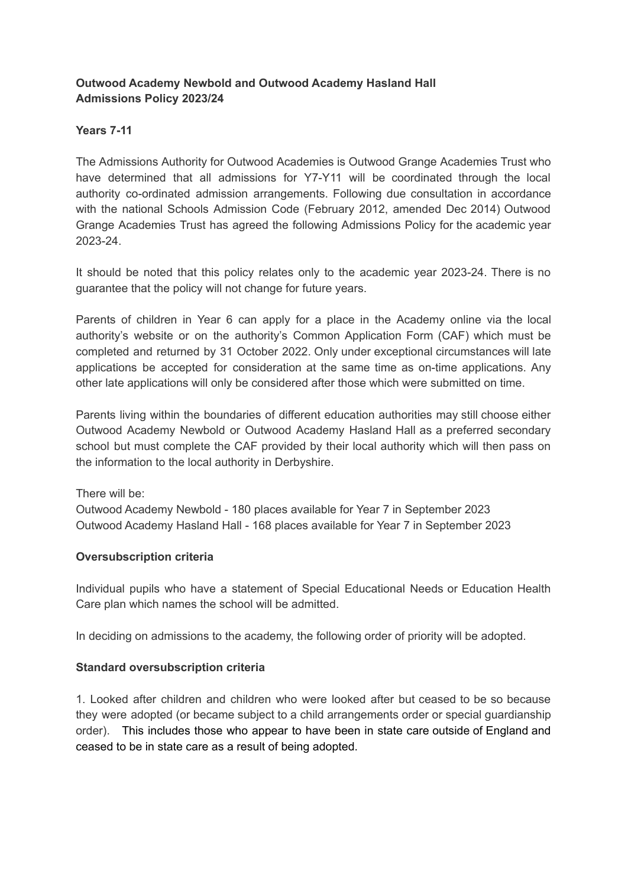**Outwood Academy Newbold and Outwood Academy Hasland Hall**
**Admissions Policy 2023/24**

**Years 7-11**

The Admissions Authority for Outwood Academies is Outwood Grange Academies Trust who have determined that all admissions for Y7-Y11 will be coordinated through the local authority co-ordinated admission arrangements. Following due consultation in accordance with the national Schools Admission Code (February 2012, amended Dec 2014) Outwood Grange Academies Trust has agreed the following Admissions Policy for the academic year 2023-24.

It should be noted that this policy relates only to the academic year 2023-24. There is no guarantee that the policy will not change for future years.

Parents of children in Year 6 can apply for a place in the Academy online via the local authority's website or on the authority's Common Application Form (CAF) which must be completed and returned by 31 October 2022. Only under exceptional circumstances will late applications be accepted for consideration at the same time as on-time applications. Any other late applications will only be considered after those which were submitted on time.

Parents living within the boundaries of different education authorities may still choose either Outwood Academy Newbold or Outwood Academy Hasland Hall as a preferred secondary school but must complete the CAF provided by their local authority which will then pass on the information to the local authority in Derbyshire.

There will be:
Outwood Academy Newbold - 180 places available for Year 7 in September 2023
Outwood Academy Hasland Hall - 168 places available for Year 7 in September 2023

**Oversubscription criteria**

Individual pupils who have a statement of Special Educational Needs or Education Health Care plan which names the school will be admitted.

In deciding on admissions to the academy, the following order of priority will be adopted.

**Standard oversubscription criteria**

1. Looked after children and children who were looked after but ceased to be so because they were adopted (or became subject to a child arrangements order or special guardianship order). This includes those who appear to have been in state care outside of England and ceased to be in state care as a result of being adopted.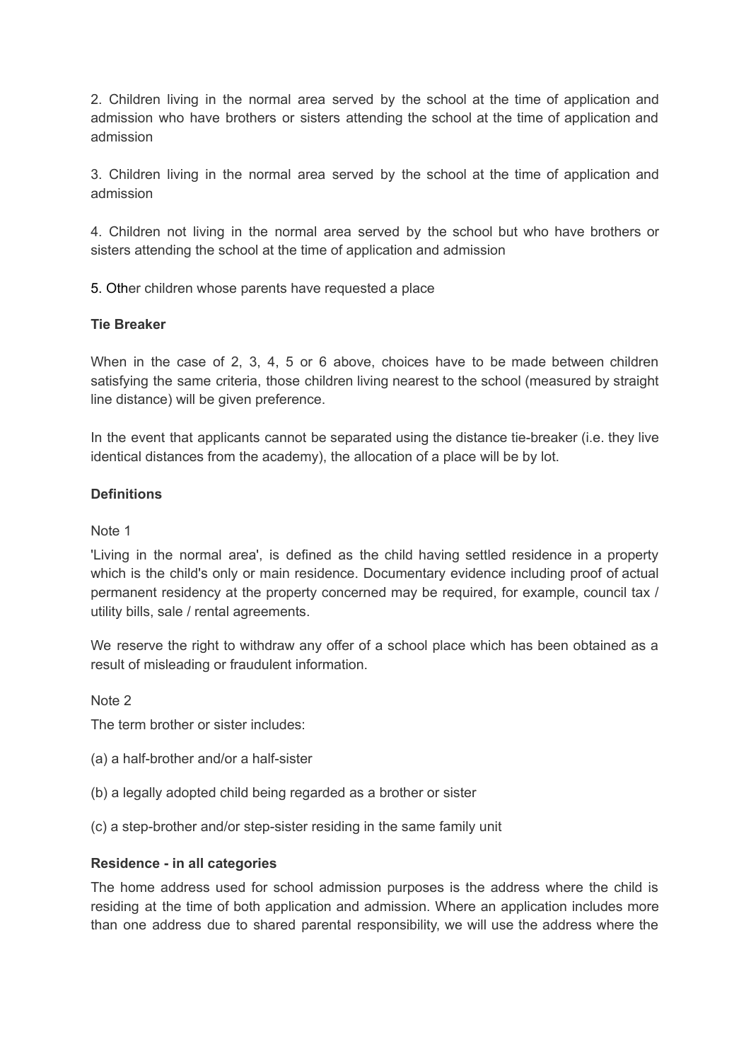2. Children living in the normal area served by the school at the time of application and admission who have brothers or sisters attending the school at the time of application and admission

3. Children living in the normal area served by the school at the time of application and admission

4. Children not living in the normal area served by the school but who have brothers or sisters attending the school at the time of application and admission

5. Other children whose parents have requested a place

**Tie Breaker**

When in the case of 2, 3, 4, 5 or 6 above, choices have to be made between children satisfying the same criteria, those children living nearest to the school (measured by straight line distance) will be given preference.

In the event that applicants cannot be separated using the distance tie-breaker (i.e. they live identical distances from the academy), the allocation of a place will be by lot.

**Definitions**

Note 1

'Living in the normal area', is defined as the child having settled residence in a property which is the child's only or main residence. Documentary evidence including proof of actual permanent residency at the property concerned may be required, for example, council tax / utility bills, sale / rental agreements.

We reserve the right to withdraw any offer of a school place which has been obtained as a result of misleading or fraudulent information.

Note 2

The term brother or sister includes:

(a) a half-brother and/or a half-sister

(b) a legally adopted child being regarded as a brother or sister

(c) a step-brother and/or step-sister residing in the same family unit

**Residence - in all categories**

The home address used for school admission purposes is the address where the child is residing at the time of both application and admission. Where an application includes more than one address due to shared parental responsibility, we will use the address where the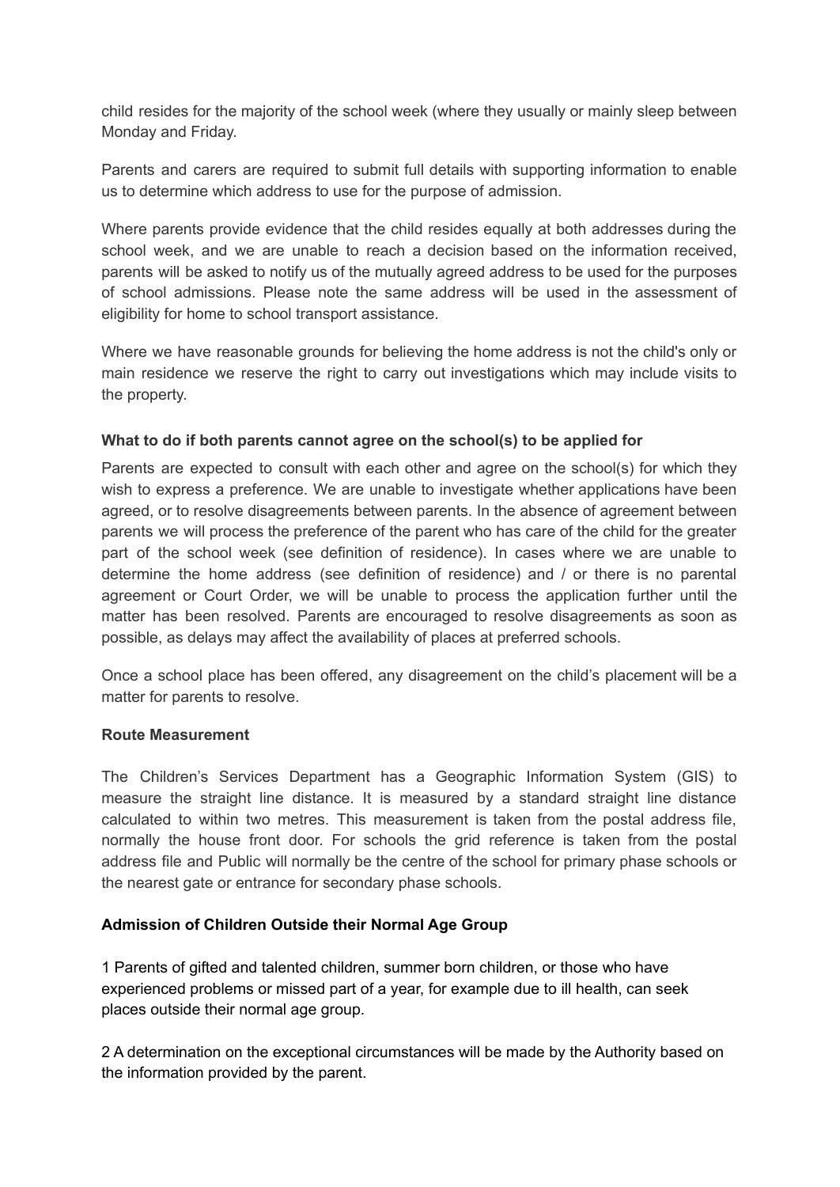child resides for the majority of the school week (where they usually or mainly sleep between Monday and Friday.

Parents and carers are required to submit full details with supporting information to enable us to determine which address to use for the purpose of admission.

Where parents provide evidence that the child resides equally at both addresses during the school week, and we are unable to reach a decision based on the information received, parents will be asked to notify us of the mutually agreed address to be used for the purposes of school admissions. Please note the same address will be used in the assessment of eligibility for home to school transport assistance.

Where we have reasonable grounds for believing the home address is not the child's only or main residence we reserve the right to carry out investigations which may include visits to the property.

**What to do if both parents cannot agree on the school(s) to be applied for**

Parents are expected to consult with each other and agree on the school(s) for which they wish to express a preference. We are unable to investigate whether applications have been agreed, or to resolve disagreements between parents. In the absence of agreement between parents we will process the preference of the parent who has care of the child for the greater part of the school week (see definition of residence). In cases where we are unable to determine the home address (see definition of residence) and / or there is no parental agreement or Court Order, we will be unable to process the application further until the matter has been resolved. Parents are encouraged to resolve disagreements as soon as possible, as delays may affect the availability of places at preferred schools.

Once a school place has been offered, any disagreement on the child's placement will be a matter for parents to resolve.

**Route Measurement**

The Children's Services Department has a Geographic Information System (GIS) to measure the straight line distance. It is measured by a standard straight line distance calculated to within two metres. This measurement is taken from the postal address file, normally the house front door. For schools the grid reference is taken from the postal address file and Public will normally be the centre of the school for primary phase schools or the nearest gate or entrance for secondary phase schools.

**Admission of Children Outside their Normal Age Group**

1 Parents of gifted and talented children, summer born children, or those who have experienced problems or missed part of a year, for example due to ill health, can seek places outside their normal age group.

2 A determination on the exceptional circumstances will be made by the Authority based on the information provided by the parent.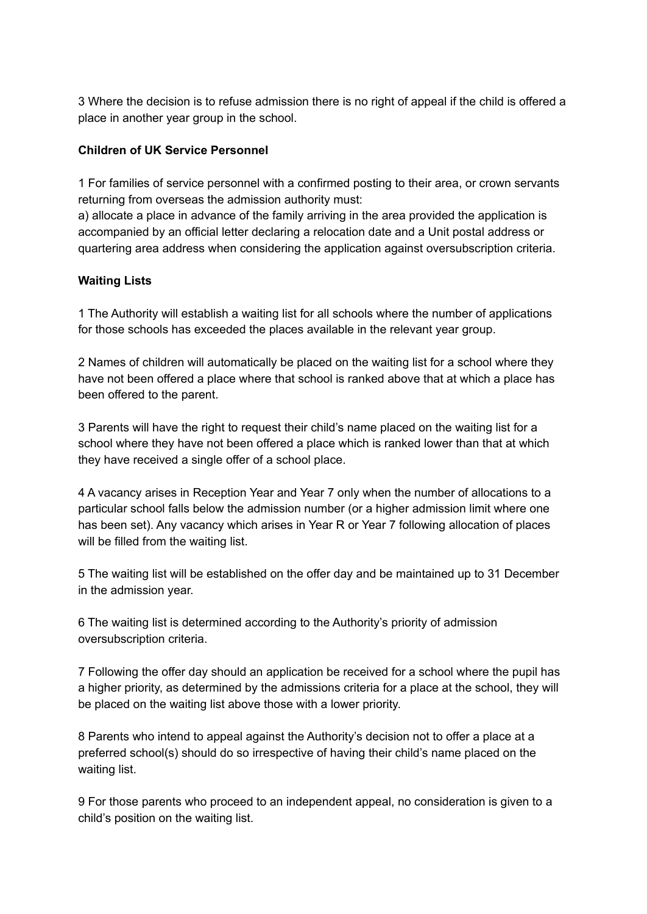3 Where the decision is to refuse admission there is no right of appeal if the child is offered a place in another year group in the school.

**Children of UK Service Personnel**

1 For families of service personnel with a confirmed posting to their area, or crown servants returning from overseas the admission authority must:
a) allocate a place in advance of the family arriving in the area provided the application is accompanied by an official letter declaring a relocation date and a Unit postal address or quartering area address when considering the application against oversubscription criteria.

**Waiting Lists**

1 The Authority will establish a waiting list for all schools where the number of applications for those schools has exceeded the places available in the relevant year group.

2 Names of children will automatically be placed on the waiting list for a school where they have not been offered a place where that school is ranked above that at which a place has been offered to the parent.

3 Parents will have the right to request their child's name placed on the waiting list for a school where they have not been offered a place which is ranked lower than that at which they have received a single offer of a school place.

4 A vacancy arises in Reception Year and Year 7 only when the number of allocations to a particular school falls below the admission number (or a higher admission limit where one has been set). Any vacancy which arises in Year R or Year 7 following allocation of places will be filled from the waiting list.

5 The waiting list will be established on the offer day and be maintained up to 31 December in the admission year.

6 The waiting list is determined according to the Authority's priority of admission oversubscription criteria.

7 Following the offer day should an application be received for a school where the pupil has a higher priority, as determined by the admissions criteria for a place at the school, they will be placed on the waiting list above those with a lower priority.

8 Parents who intend to appeal against the Authority's decision not to offer a place at a preferred school(s) should do so irrespective of having their child's name placed on the waiting list.

9 For those parents who proceed to an independent appeal, no consideration is given to a child's position on the waiting list.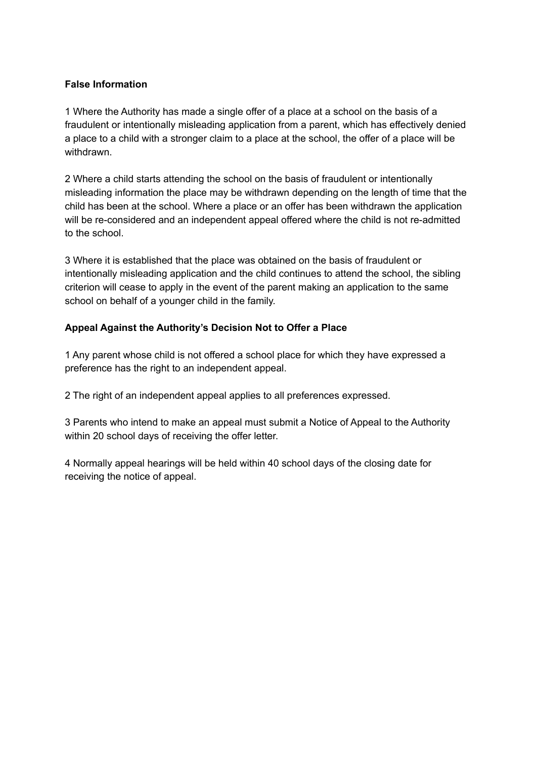**False Information**

1 Where the Authority has made a single offer of a place at a school on the basis of a fraudulent or intentionally misleading application from a parent, which has effectively denied a place to a child with a stronger claim to a place at the school, the offer of a place will be withdrawn.

2 Where a child starts attending the school on the basis of fraudulent or intentionally misleading information the place may be withdrawn depending on the length of time that the child has been at the school. Where a place or an offer has been withdrawn the application will be re-considered and an independent appeal offered where the child is not re-admitted to the school.

3 Where it is established that the place was obtained on the basis of fraudulent or intentionally misleading application and the child continues to attend the school, the sibling criterion will cease to apply in the event of the parent making an application to the same school on behalf of a younger child in the family.

**Appeal Against the Authority's Decision Not to Offer a Place**

1 Any parent whose child is not offered a school place for which they have expressed a preference has the right to an independent appeal.

2 The right of an independent appeal applies to all preferences expressed.

3 Parents who intend to make an appeal must submit a Notice of Appeal to the Authority within 20 school days of receiving the offer letter.

4 Normally appeal hearings will be held within 40 school days of the closing date for receiving the notice of appeal.